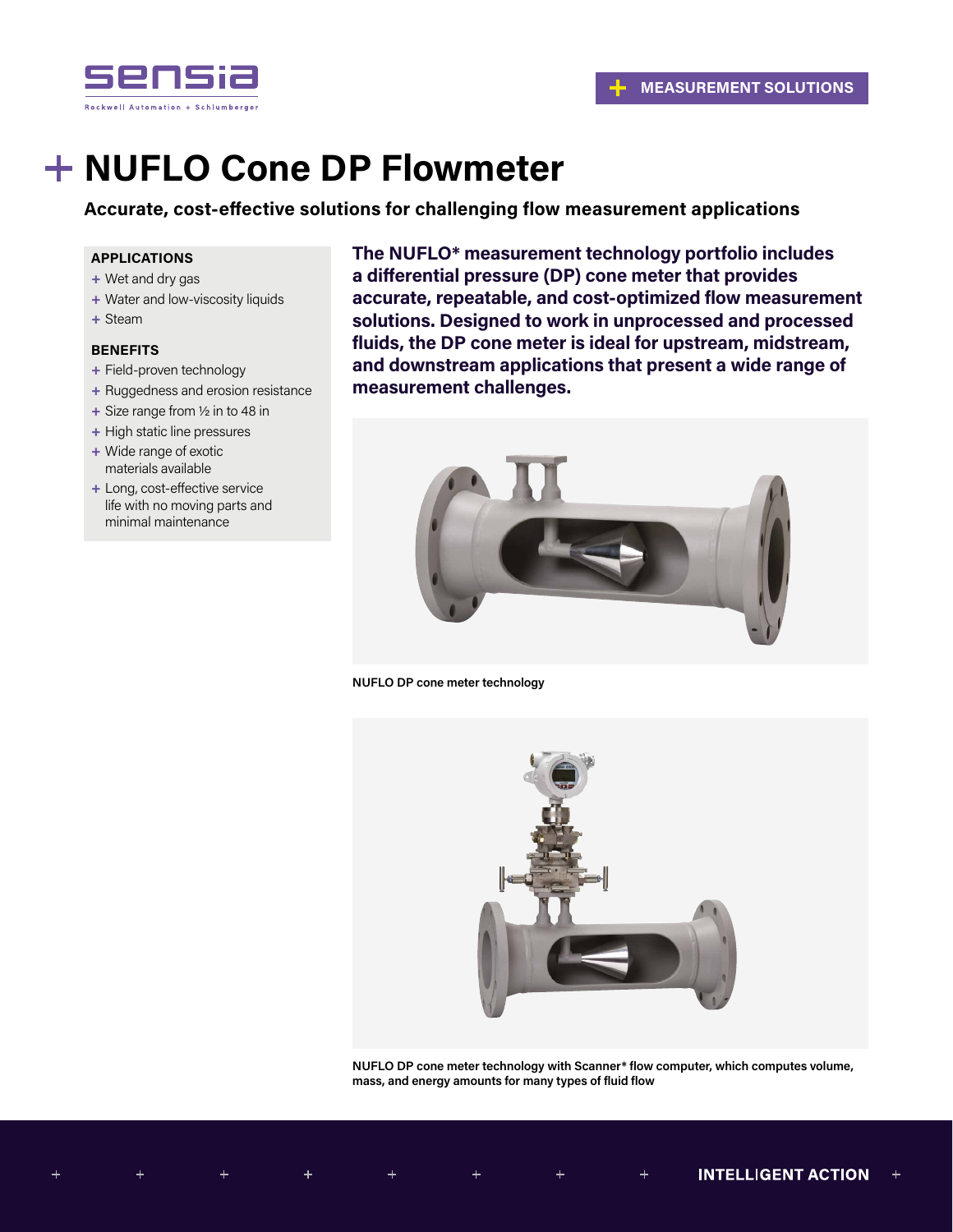# NUFLO Cone DP Flowmeter

**Accurate, cost-effective solutions for challenging flow measurement applications**

**APPLICATIONS**

- Wet and dry gas
- Water and low-viscosity liquids
- Steam

**BENEFITS**

- Field-proven technology
- Ruggedness and erosion resistance
- Size range from ½ in to 48 in
- High static line pressures
- Wide range of exotic materials available
- Long, cost-effective service life with no moving parts and minimal maintenance

**The NUFLO* measurement technology portfolio includes a differential pressure (DP) cone meter that provides accurate, repeatable, and cost-optimized flow measurement solutions. Designed to work in unprocessed and processed fluids, the DP cone meter is ideal for upstream, midstream, and downstream applications that present a wide range of measurement challenges.**

NUFLO DP cone meter technology

NUFLO DP cone meter technology with Scanner* flow computer, which computes volume, mass, and energy amounts for many types of fluid flow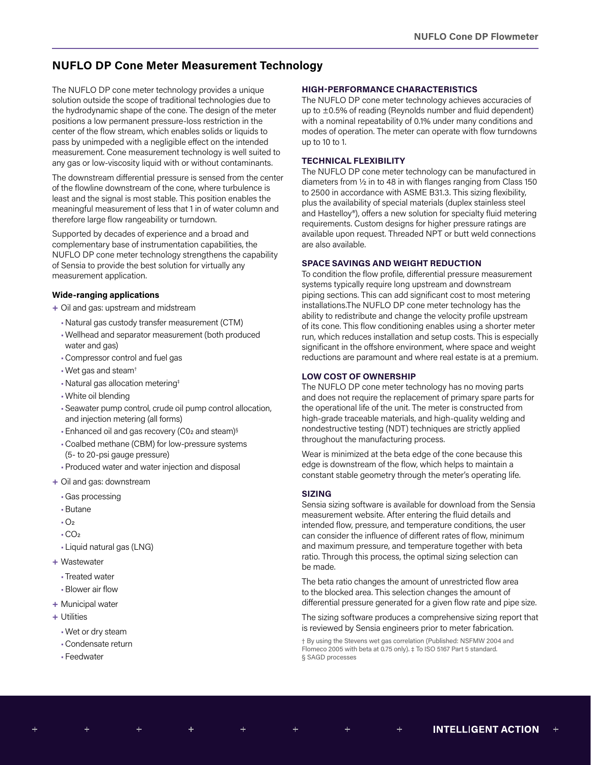## NUFLO DP Cone Meter Measurement Technology

The NUFLO DP cone meter technology provides a unique solution outside the scope of traditional technologies due to the hydrodynamic shape of the cone. The design of the meter positions a low permanent pressure-loss restriction in the center of the flow stream, which enables solids or liquids to pass by unimpeded with a negligible effect on the intended measurement. Cone measurement technology is well suited to any gas or low-viscosity liquid with or without contaminants.

The downstream differential pressure is sensed from the center of the flowline downstream of the cone, where turbulence is least and the signal is most stable. This position enables the meaningful measurement of less that 1 in of water column and therefore large flow rangeability or turndown.

Supported by decades of experience and a broad and complementary base of instrumentation capabilities, the NUFLO DP cone meter technology strengthens the capability of Sensia to provide the best solution for virtually any measurement application.

**Wide-ranging applications**

- Oil and gas: upstream and midstream
  - Natural gas custody transfer measurement (CTM)
  - Wellhead and separator measurement (both produced water and gas)
  - Compressor control and fuel gas
  - Wet gas and steam†
  - Natural gas allocation metering‡
  - White oil blending
  - Seawater pump control, crude oil pump control allocation, and injection metering (all forms)
  - Enhanced oil and gas recovery ($CO_2$ and steam)§
  - Coalbed methane (CBM) for low-pressure systems (5- to 20-psi gauge pressure)
  - Produced water and water injection and disposal
- Oil and gas: downstream
  - Gas processing
  - Butane
  - $O_2$
  - $CO_2$
  - Liquid natural gas (LNG)
- Wastewater
  - Treated water
  - Blower air flow
- Municipal water
- Utilities
  - Wet or dry steam
  - Condensate return
  - Feedwater

### HIGH-PERFORMANCE CHARACTERISTICS

The NUFLO DP cone meter technology achieves accuracies of up to ±0.5% of reading (Reynolds number and fluid dependent) with a nominal repeatability of 0.1% under many conditions and modes of operation. The meter can operate with flow turndowns up to 10 to 1.

### TECHNICAL FLEXIBILITY

The NUFLO DP cone meter technology can be manufactured in diameters from ½ in to 48 in with flanges ranging from Class 150 to 2500 in accordance with ASME B31.3. This sizing flexibility, plus the availability of special materials (duplex stainless steel and Hastelloy®), offers a new solution for specialty fluid metering requirements. Custom designs for higher pressure ratings are available upon request. Threaded NPT or butt weld connections are also available.

### SPACE SAVINGS AND WEIGHT REDUCTION

To condition the flow profile, differential pressure measurement systems typically require long upstream and downstream piping sections. This can add significant cost to most metering installations.The NUFLO DP cone meter technology has the ability to redistribute and change the velocity profile upstream of its cone. This flow conditioning enables using a shorter meter run, which reduces installation and setup costs. This is especially significant in the offshore environment, where space and weight reductions are paramount and where real estate is at a premium.

### LOW COST OF OWNERSHIP

The NUFLO DP cone meter technology has no moving parts and does not require the replacement of primary spare parts for the operational life of the unit. The meter is constructed from high-grade traceable materials, and high-quality welding and nondestructive testing (NDT) techniques are strictly applied throughout the manufacturing process.

Wear is minimized at the beta edge of the cone because this edge is downstream of the flow, which helps to maintain a constant stable geometry through the meter's operating life.

### SIZING

Sensia sizing software is available for download from the Sensia measurement website. After entering the fluid details and intended flow, pressure, and temperature conditions, the user can consider the influence of different rates of flow, minimum and maximum pressure, and temperature together with beta ratio. Through this process, the optimal sizing selection can be made.

The beta ratio changes the amount of unrestricted flow area to the blocked area. This selection changes the amount of differential pressure generated for a given flow rate and pipe size.

The sizing software produces a comprehensive sizing report that is reviewed by Sensia engineers prior to meter fabrication.

† By using the Stevens wet gas correlation (Published: NSFMW 2004 and Flomeco 2005 with beta at 0.75 only). ‡ To ISO 5167 Part 5 standard.
§ SAGD processes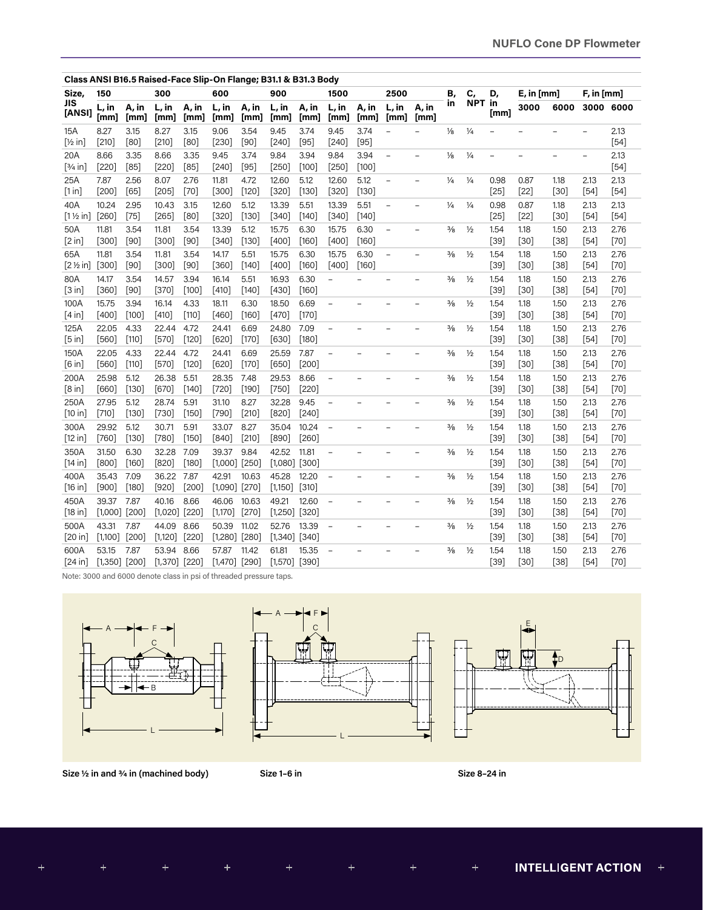**Class ANSI B16.5 Raised-Face Slip-On Flange; B31.1 & B31.3 Body**

| Size, JIS [ANSI] | 150 | | 300 | | 600 | | 900 | | 1500 | | 2500 | | B, in | C, NPT | D, in [mm] | E, in [mm] | | F, in [mm] | |
|---|---|---|---|---|---|---|---|---|---|---|---|---|---|---|---|---|---|---|---|
| | L, in [mm] | A, in [mm] | L, in [mm] | A, in [mm] | L, in [mm] | A, in [mm] | L, in [mm] | A, in [mm] | L, in [mm] | A, in [mm] | L, in [mm] | A, in [mm] | | | | 3000 | 6000 | 3000 | 6000 |
| 15A [½ in] | 8.27 [210] | 3.15 [80] | 8.27 [210] | 3.15 [80] | 9.06 [230] | 3.54 [90] | 9.45 [240] | 3.74 [95] | 9.45 [240] | 3.74 [95] | – | – | ⅛ | ¼ | – | – | – | – | 2.13 [54] |
| 20A [¾ in] | 8.66 [220] | 3.35 [85] | 8.66 [220] | 3.35 [85] | 9.45 [240] | 3.74 [95] | 9.84 [250] | 3.94 [100] | 9.84 [250] | 3.94 [100] | – | – | ⅛ | ¼ | – | – | – | – | 2.13 [54] |
| 25A [1 in] | 7.87 [200] | 2.56 [65] | 8.07 [205] | 2.76 [70] | 11.81 [300] | 4.72 [120] | 12.60 [320] | 5.12 [130] | 12.60 [320] | 5.12 [130] | – | – | ¼ | ¼ | 0.98 [25] | 0.87 [22] | 1.18 [30] | 2.13 [54] | 2.13 [54] |
| 40A [1 ½ in] | 10.24 [260] | 2.95 [75] | 10.43 [265] | 3.15 [80] | 12.60 [320] | 5.12 [130] | 13.39 [340] | 5.51 [140] | 13.39 [340] | 5.51 [140] | – | – | ¼ | ¼ | 0.98 [25] | 0.87 [22] | 1.18 [30] | 2.13 [54] | 2.13 [54] |
| 50A [2 in] | 11.81 [300] | 3.54 [90] | 11.81 [300] | 3.54 [90] | 13.39 [340] | 5.12 [130] | 15.75 [400] | 6.30 [160] | 15.75 [400] | 6.30 [160] | – | – | ⅜ | ½ | 1.54 [39] | 1.18 [30] | 1.50 [38] | 2.13 [54] | 2.76 [70] |
| 65A [2 ½ in] | 11.81 [300] | 3.54 [90] | 11.81 [300] | 3.54 [90] | 14.17 [360] | 5.51 [140] | 15.75 [400] | 6.30 [160] | 15.75 [400] | 6.30 [160] | – | – | ⅜ | ½ | 1.54 [39] | 1.18 [30] | 1.50 [38] | 2.13 [54] | 2.76 [70] |
| 80A [3 in] | 14.17 [360] | 3.54 [90] | 14.57 [370] | 3.94 [100] | 16.14 [410] | 5.51 [140] | 16.93 [430] | 6.30 [160] | – | – | – | – | ⅜ | ½ | 1.54 [39] | 1.18 [30] | 1.50 [38] | 2.13 [54] | 2.76 [70] |
| 100A [4 in] | 15.75 [400] | 3.94 [100] | 16.14 [410] | 4.33 [110] | 18.11 [460] | 6.30 [160] | 18.50 [470] | 6.69 [170] | – | – | – | – | ⅜ | ½ | 1.54 [39] | 1.18 [30] | 1.50 [38] | 2.13 [54] | 2.76 [70] |
| 125A [5 in] | 22.05 [560] | 4.33 [110] | 22.44 [570] | 4.72 [120] | 24.41 [620] | 6.69 [170] | 24.80 [630] | 7.09 [180] | – | – | – | – | ⅜ | ½ | 1.54 [39] | 1.18 [30] | 1.50 [38] | 2.13 [54] | 2.76 [70] |
| 150A [6 in] | 22.05 [560] | 4.33 [110] | 22.44 [570] | 4.72 [120] | 24.41 [620] | 6.69 [170] | 25.59 [650] | 7.87 [200] | – | – | – | – | ⅜ | ½ | 1.54 [39] | 1.18 [30] | 1.50 [38] | 2.13 [54] | 2.76 [70] |
| 200A [8 in] | 25.98 [660] | 5.12 [130] | 26.38 [670] | 5.51 [140] | 28.35 [720] | 7.48 [190] | 29.53 [750] | 8.66 [220] | – | – | – | – | ⅜ | ½ | 1.54 [39] | 1.18 [30] | 1.50 [38] | 2.13 [54] | 2.76 [70] |
| 250A [10 in] | 27.95 [710] | 5.12 [130] | 28.74 [730] | 5.91 [150] | 31.10 [790] | 8.27 [210] | 32.28 [820] | 9.45 [240] | – | – | – | – | ⅜ | ½ | 1.54 [39] | 1.18 [30] | 1.50 [38] | 2.13 [54] | 2.76 [70] |
| 300A [12 in] | 29.92 [760] | 5.12 [130] | 30.71 [780] | 5.91 [150] | 33.07 [840] | 8.27 [210] | 35.04 [890] | 10.24 [260] | – | – | – | – | ⅜ | ½ | 1.54 [39] | 1.18 [30] | 1.50 [38] | 2.13 [54] | 2.76 [70] |
| 350A [14 in] | 31.50 [800] | 6.30 [160] | 32.28 [820] | 7.09 [180] | 39.37 [1,000] | 9.84 [250] | 42.52 [1,080] | 11.81 [300] | – | – | – | – | ⅜ | ½ | 1.54 [39] | 1.18 [30] | 1.50 [38] | 2.13 [54] | 2.76 [70] |
| 400A [16 in] | 35.43 [900] | 7.09 [180] | 36.22 [920] | 7.87 [200] | 42.91 [1,090] | 10.63 [270] | 45.28 [1,150] | 12.20 [310] | – | – | – | – | ⅜ | ½ | 1.54 [39] | 1.18 [30] | 1.50 [38] | 2.13 [54] | 2.76 [70] |
| 450A [18 in] | 39.37 [1,000] | 7.87 [200] | 40.16 [1,020] | 8.66 [220] | 46.06 [1,170] | 10.63 [270] | 49.21 [1,250] | 12.60 [320] | – | – | – | – | ⅜ | ½ | 1.54 [39] | 1.18 [30] | 1.50 [38] | 2.13 [54] | 2.76 [70] |
| 500A [20 in] | 43.31 [1,100] | 7.87 [200] | 44.09 [1,120] | 8.66 [220] | 50.39 [1,280] | 11.02 [280] | 52.76 [1,340] | 13.39 [340] | – | – | – | – | ⅜ | ½ | 1.54 [39] | 1.18 [30] | 1.50 [38] | 2.13 [54] | 2.76 [70] |
| 600A [24 in] | 53.15 [1,350] | 7.87 [200] | 53.94 [1,370] | 8.66 [220] | 57.87 [1,470] | 11.42 [290] | 61.81 [1,570] | 15.35 [390] | – | – | – | – | ⅜ | ½ | 1.54 [39] | 1.18 [30] | 1.50 [38] | 2.13 [54] | 2.76 [70] |

Note: 3000 and 6000 denote class in psi of threaded pressure taps.

**Size ½ in and ¾ in (machined body)**

**Size 1–6 in**

**Size 8–24 in**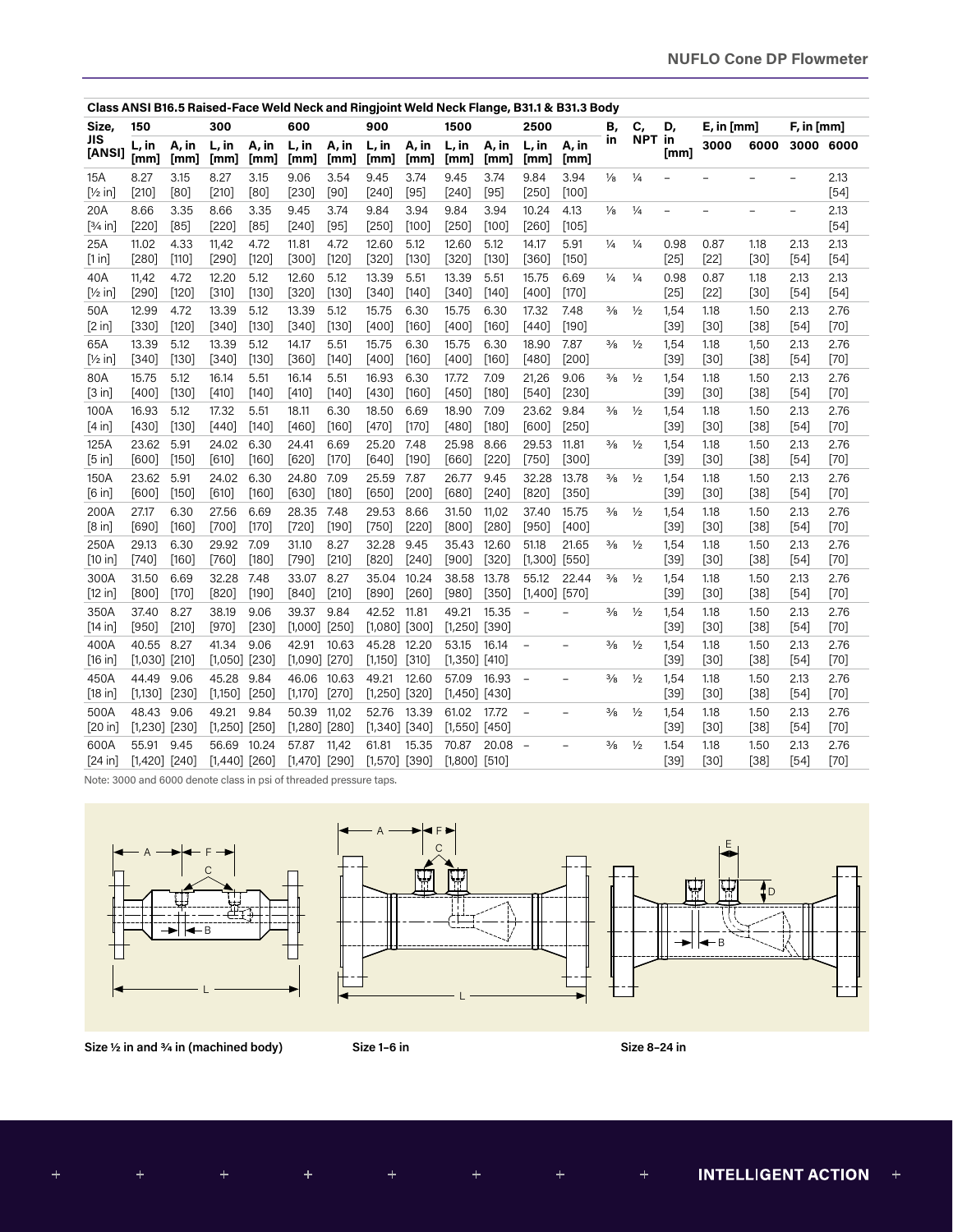**Class ANSI B16.5 Raised-Face Weld Neck and Ringjoint Weld Neck Flange, B31.1 & B31.3 Body**

| Size, JIS [ANSI] | 150 | | 300 | | 600 | | 900 | | 1500 | | 2500 | | B, in | C, NPT | D, in [mm] | E, in [mm] | | F, in [mm] | |
|---|---|---|---|---|---|---|---|---|---|---|---|---|---|---|---|---|---|---|---|
| | L, in [mm] | A, in [mm] | L, in [mm] | A, in [mm] | L, in [mm] | A, in [mm] | L, in [mm] | A, in [mm] | L, in [mm] | A, in [mm] | L, in [mm] | A, in [mm] | | | | 3000 | 6000 | 3000 | 6000 |
| 15A [½ in] | 8.27 [210] | 3.15 [80] | 8.27 [210] | 3.15 [80] | 9.06 [230] | 3.54 [90] | 9.45 [240] | 3.74 [95] | 9.45 [240] | 3.74 [95] | 9.84 [250] | 3.94 [100] | ⅛ | ¼ | – | – | – | – | 2.13 [54] |
| 20A [¾ in] | 8.66 [220] | 3.35 [85] | 8.66 [220] | 3.35 [85] | 9.45 [240] | 3.74 [95] | 9.84 [250] | 3.94 [100] | 9.84 [250] | 3.94 [100] | 10.24 [260] | 4.13 [105] | ⅛ | ¼ | – | – | – | – | 2.13 [54] |
| 25A [1 in] | 11.02 [280] | 4.33 [110] | 11,42 [290] | 4.72 [120] | 11.81 [300] | 4.72 [120] | 12.60 [320] | 5.12 [130] | 12.60 [320] | 5.12 [130] | 14.17 [360] | 5.91 [150] | ¼ | ¼ | 0.98 [25] | 0.87 [22] | 1.18 [30] | 2.13 [54] | 2.13 [54] |
| 40A [½ in] | 11,42 [290] | 4.72 [120] | 12.20 [310] | 5.12 [130] | 12.60 [320] | 5.12 [130] | 13.39 [340] | 5.51 [140] | 13.39 [340] | 5.51 [140] | 15.75 [400] | 6.69 [170] | ¼ | ¼ | 0.98 [25] | 0.87 [22] | 1.18 [30] | 2.13 [54] | 2.13 [54] |
| 50A [2 in] | 12.99 [330] | 4.72 [120] | 13.39 [340] | 5.12 [130] | 13.39 [340] | 5.12 [130] | 15.75 [400] | 6.30 [160] | 15.75 [400] | 6.30 [160] | 17.32 [440] | 7.48 [190] | ⅜ | ½ | 1,54 [39] | 1.18 [30] | 1.50 [38] | 2.13 [54] | 2.76 [70] |
| 65A [½ in] | 13.39 [340] | 5.12 [130] | 13.39 [340] | 5.12 [130] | 14.17 [360] | 5.51 [140] | 15.75 [400] | 6.30 [160] | 15.75 [400] | 6.30 [160] | 18.90 [480] | 7.87 [200] | ⅜ | ½ | 1,54 [39] | 1.18 [30] | 1,50 [38] | 2.13 [54] | 2.76 [70] |
| 80A [3 in] | 15.75 [400] | 5.12 [130] | 16.14 [410] | 5.51 [140] | 16.14 [410] | 5.51 [140] | 16.93 [430] | 6.30 [160] | 17.72 [450] | 7.09 [180] | 21,26 [540] | 9.06 [230] | ⅜ | ½ | 1,54 [39] | 1.18 [30] | 1.50 [38] | 2.13 [54] | 2.76 [70] |
| 100A [4 in] | 16.93 [430] | 5.12 [130] | 17.32 [440] | 5.51 [140] | 18.11 [460] | 6.30 [160] | 18.50 [470] | 6.69 [170] | 18.90 [480] | 7.09 [180] | 23.62 [600] | 9.84 [250] | ⅜ | ½ | 1,54 [39] | 1.18 [30] | 1.50 [38] | 2.13 [54] | 2.76 [70] |
| 125A [5 in] | 23.62 [600] | 5.91 [150] | 24.02 [610] | 6.30 [160] | 24.41 [620] | 6.69 [170] | 25.20 [640] | 7.48 [190] | 25.98 [660] | 8.66 [220] | 29.53 [750] | 11.81 [300] | ⅜ | ½ | 1,54 [39] | 1.18 [30] | 1.50 [38] | 2.13 [54] | 2.76 [70] |
| 150A [6 in] | 23.62 [600] | 5.91 [150] | 24.02 [610] | 6.30 [160] | 24.80 [630] | 7.09 [180] | 25.59 [650] | 7.87 [200] | 26.77 [680] | 9.45 [240] | 32.28 [820] | 13.78 [350] | ⅜ | ½ | 1,54 [39] | 1.18 [30] | 1.50 [38] | 2.13 [54] | 2.76 [70] |
| 200A [8 in] | 27.17 [690] | 6.30 [160] | 27.56 [700] | 6.69 [170] | 28.35 [720] | 7.48 [190] | 29.53 [750] | 8.66 [220] | 31.50 [800] | 11,02 [280] | 37.40 [950] | 15.75 [400] | ⅜ | ½ | 1,54 [39] | 1.18 [30] | 1.50 [38] | 2.13 [54] | 2.76 [70] |
| 250A [10 in] | 29.13 [740] | 6.30 [160] | 29.92 [760] | 7.09 [180] | 31.10 [790] | 8.27 [210] | 32.28 [820] | 9.45 [240] | 35.43 [900] | 12.60 [320] | 51.18 [1,300] | 21.65 [550] | ⅜ | ½ | 1,54 [39] | 1.18 [30] | 1.50 [38] | 2.13 [54] | 2.76 [70] |
| 300A [12 in] | 31.50 [800] | 6.69 [170] | 32.28 [820] | 7.48 [190] | 33.07 [840] | 8.27 [210] | 35.04 [890] | 10.24 [260] | 38.58 [980] | 13.78 [350] | 55.12 [1,400] | 22.44 [570] | ⅜ | ½ | 1,54 [39] | 1.18 [30] | 1.50 [38] | 2.13 [54] | 2.76 [70] |
| 350A [14 in] | 37.40 [950] | 8.27 [210] | 38.19 [970] | 9.06 [230] | 39.37 [1,000] | 9.84 [250] | 42.52 [1,080] | 11.81 [300] | 49.21 [1,250] | 15.35 [390] | – | – | ⅜ | ½ | 1,54 [39] | 1.18 [30] | 1.50 [38] | 2.13 [54] | 2.76 [70] |
| 400A [16 in] | 40.55 [1,030] | 8.27 [210] | 41.34 [1,050] | 9.06 [230] | 42.91 [1,090] | 10.63 [270] | 45.28 [1,150] | 12.20 [310] | 53.15 [1,350] | 16.14 [410] | – | – | ⅜ | ½ | 1,54 [39] | 1.18 [30] | 1.50 [38] | 2.13 [54] | 2.76 [70] |
| 450A [18 in] | 44.49 [1,130] | 9.06 [230] | 45.28 [1,150] | 9.84 [250] | 46.06 [1,170] | 10.63 [270] | 49.21 [1,250] | 12.60 [320] | 57.09 [1,450] | 16.93 [430] | – | – | ⅜ | ½ | 1,54 [39] | 1.18 [30] | 1.50 [38] | 2.13 [54] | 2.76 [70] |
| 500A [20 in] | 48.43 [1,230] | 9.06 [230] | 49.21 [1,250] | 9.84 [250] | 50.39 [1,280] | 11,02 [280] | 52.76 [1,340] | 13.39 [340] | 61.02 [1,550] | 17.72 [450] | – | – | ⅜ | ½ | 1,54 [39] | 1.18 [30] | 1.50 [38] | 2.13 [54] | 2.76 [70] |
| 600A [24 in] | 55.91 [1,420] | 9.45 [240] | 56.69 [1,440] | 10.24 [260] | 57.87 [1,470] | 11,42 [290] | 61.81 [1,570] | 15.35 [390] | 70.87 [1,800] | 20.08 [510] | – | – | ⅜ | ½ | 1.54 [39] | 1.18 [30] | 1.50 [38] | 2.13 [54] | 2.76 [70] |

Note: 3000 and 6000 denote class in psi of threaded pressure taps.

Size ½ in and ¾ in (machined body)

Size 1–6 in

Size 8–24 in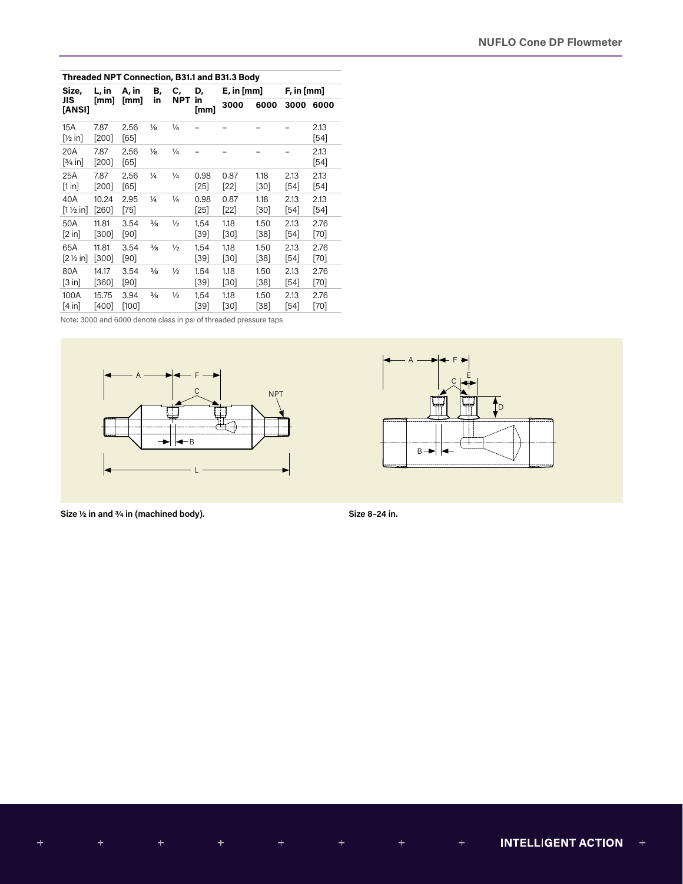**Threaded NPT Connection, B31.1 and B31.3 Body**

| Size, JIS [ANSI] | L, in [mm] | A, in [mm] | B, in | C, NPT | D, in [mm] | E, in [mm] | | F, in [mm] | |
|---|---|---|---|---|---|---|---|---|---|
| | | | | | | 3000 | 6000 | 3000 | 6000 |
| 15A [½ in] | 7.87 [200] | 2.56 [65] | ⅛ | ¼ | – | – | – | – | 2.13 [54] |
| 20A [¾ in] | 7.87 [200] | 2.56 [65] | ⅛ | ¼ | – | – | – | – | 2.13 [54] |
| 25A [1 in] | 7.87 [200] | 2.56 [65] | ¼ | ¼ | 0.98 [25] | 0.87 [22] | 1.18 [30] | 2.13 [54] | 2.13 [54] |
| 40A [1 ½ in] | 10.24 [260] | 2.95 [75] | ¼ | ¼ | 0.98 [25] | 0.87 [22] | 1.18 [30] | 2.13 [54] | 2.13 [54] |
| 50A [2 in] | 11.81 [300] | 3.54 [90] | ⅜ | ½ | 1,54 [39] | 1.18 [30] | 1.50 [38] | 2.13 [54] | 2.76 [70] |
| 65A [2 ½ in] | 11.81 [300] | 3.54 [90] | ⅜ | ½ | 1,54 [39] | 1.18 [30] | 1.50 [38] | 2.13 [54] | 2.76 [70] |
| 80A [3 in] | 14.17 [360] | 3.54 [90] | ⅜ | ½ | 1.54 [39] | 1.18 [30] | 1.50 [38] | 2.13 [54] | 2.76 [70] |
| 100A [4 in] | 15.75 [400] | 3.94 [100] | ⅜ | ½ | 1,54 [39] | 1.18 [30] | 1.50 [38] | 2.13 [54] | 2.76 [70] |

Note: 3000 and 6000 denote class in psi of threaded pressure taps

**Size ½ in and ¾ in (machined body).**

**Size 8–24 in.**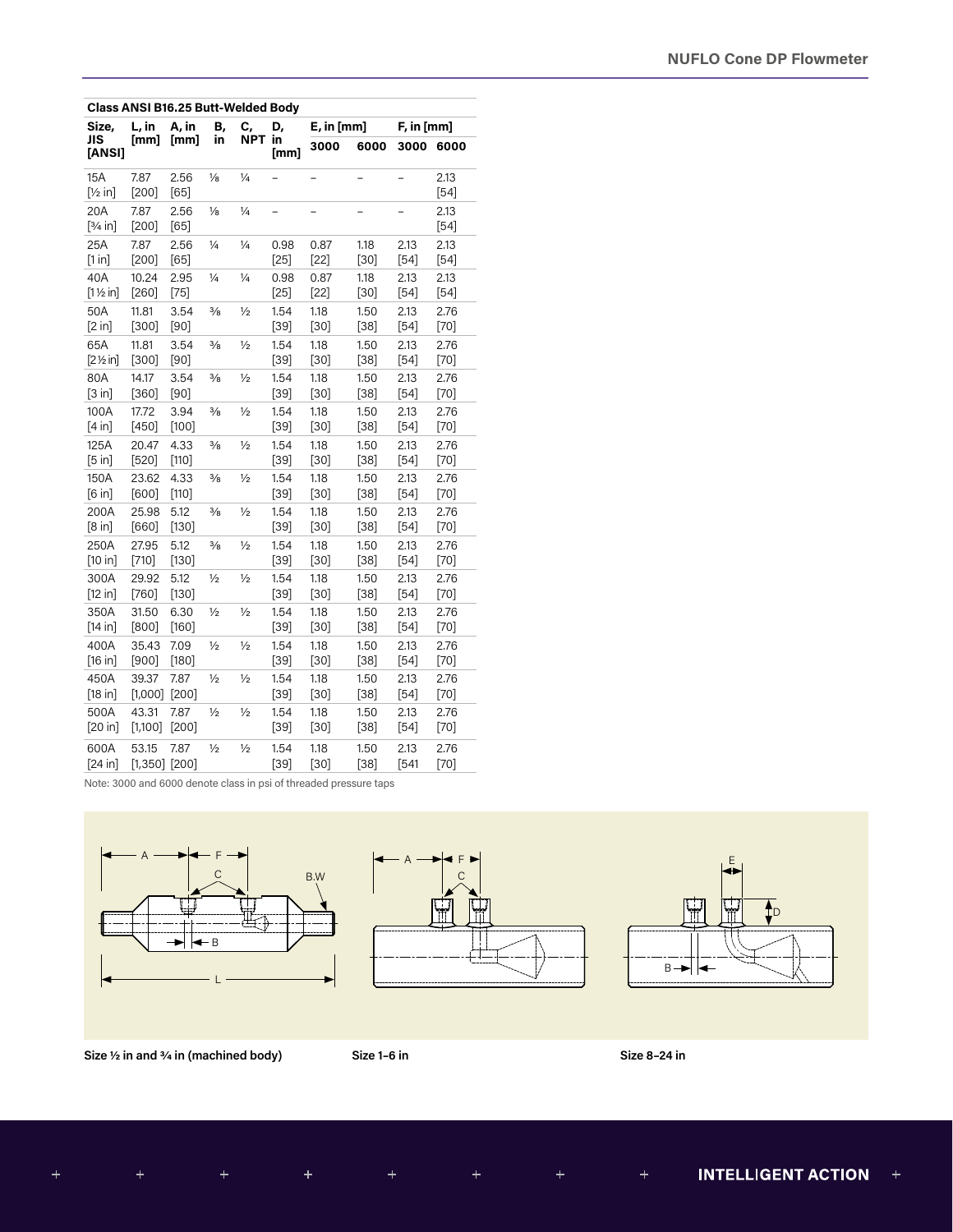| Class ANSI B16.25 Butt-Welded Body | | | | | | | | | |
|---|---|---|---|---|---|---|---|---|---|
| Size, JIS [ANSI] | L, in [mm] | A, in [mm] | B, in | C, NPT | D, in [mm] | E, in [mm] | | F, in [mm] | |
| | | | | | | 3000 | 6000 | 3000 | 6000 |
| 15A [½ in] | 7.87 [200] | 2.56 [65] | ⅛ | ¼ | – | – | – | – | 2.13 [54] |
| 20A [¾ in] | 7.87 [200] | 2.56 [65] | ⅛ | ¼ | – | – | – | – | 2.13 [54] |
| 25A [1 in] | 7.87 [200] | 2.56 [65] | ¼ | ¼ | 0.98 [25] | 0.87 [22] | 1.18 [30] | 2.13 [54] | 2.13 [54] |
| 40A [1½ in] | 10.24 [260] | 2.95 [75] | ¼ | ¼ | 0.98 [25] | 0.87 [22] | 1.18 [30] | 2.13 [54] | 2.13 [54] |
| 50A [2 in] | 11.81 [300] | 3.54 [90] | ⅜ | ½ | 1.54 [39] | 1.18 [30] | 1.50 [38] | 2.13 [54] | 2.76 [70] |
| 65A [2½ in] | 11.81 [300] | 3.54 [90] | ⅜ | ½ | 1.54 [39] | 1.18 [30] | 1.50 [38] | 2.13 [54] | 2.76 [70] |
| 80A [3 in] | 14.17 [360] | 3.54 [90] | ⅜ | ½ | 1.54 [39] | 1.18 [30] | 1.50 [38] | 2.13 [54] | 2.76 [70] |
| 100A [4 in] | 17.72 [450] | 3.94 [100] | ⅜ | ½ | 1.54 [39] | 1.18 [30] | 1.50 [38] | 2.13 [54] | 2.76 [70] |
| 125A [5 in] | 20.47 [520] | 4.33 [110] | ⅜ | ½ | 1.54 [39] | 1.18 [30] | 1.50 [38] | 2.13 [54] | 2.76 [70] |
| 150A [6 in] | 23.62 [600] | 4.33 [110] | ⅜ | ½ | 1.54 [39] | 1.18 [30] | 1.50 [38] | 2.13 [54] | 2.76 [70] |
| 200A [8 in] | 25.98 [660] | 5.12 [130] | ⅜ | ½ | 1.54 [39] | 1.18 [30] | 1.50 [38] | 2.13 [54] | 2.76 [70] |
| 250A [10 in] | 27.95 [710] | 5.12 [130] | ⅜ | ½ | 1.54 [39] | 1.18 [30] | 1.50 [38] | 2.13 [54] | 2.76 [70] |
| 300A [12 in] | 29.92 [760] | 5.12 [130] | ½ | ½ | 1.54 [39] | 1.18 [30] | 1.50 [38] | 2.13 [54] | 2.76 [70] |
| 350A [14 in] | 31.50 [800] | 6.30 [160] | ½ | ½ | 1.54 [39] | 1.18 [30] | 1.50 [38] | 2.13 [54] | 2.76 [70] |
| 400A [16 in] | 35.43 [900] | 7.09 [180] | ½ | ½ | 1.54 [39] | 1.18 [30] | 1.50 [38] | 2.13 [54] | 2.76 [70] |
| 450A [18 in] | 39.37 [1,000] | 7.87 [200] | ½ | ½ | 1.54 [39] | 1.18 [30] | 1.50 [38] | 2.13 [54] | 2.76 [70] |
| 500A [20 in] | 43.31 [1,100] | 7.87 [200] | ½ | ½ | 1.54 [39] | 1.18 [30] | 1.50 [38] | 2.13 [54] | 2.76 [70] |
| 600A [24 in] | 53.15 [1,350] | 7.87 [200] | ½ | ½ | 1.54 [39] | 1.18 [30] | 1.50 [38] | 2.13 [541 | 2.76 [70] |

Note: 3000 and 6000 denote class in psi of threaded pressure taps

**Size ½ in and ¾ in (machined body)** **Size 1–6 in** **Size 8–24 in**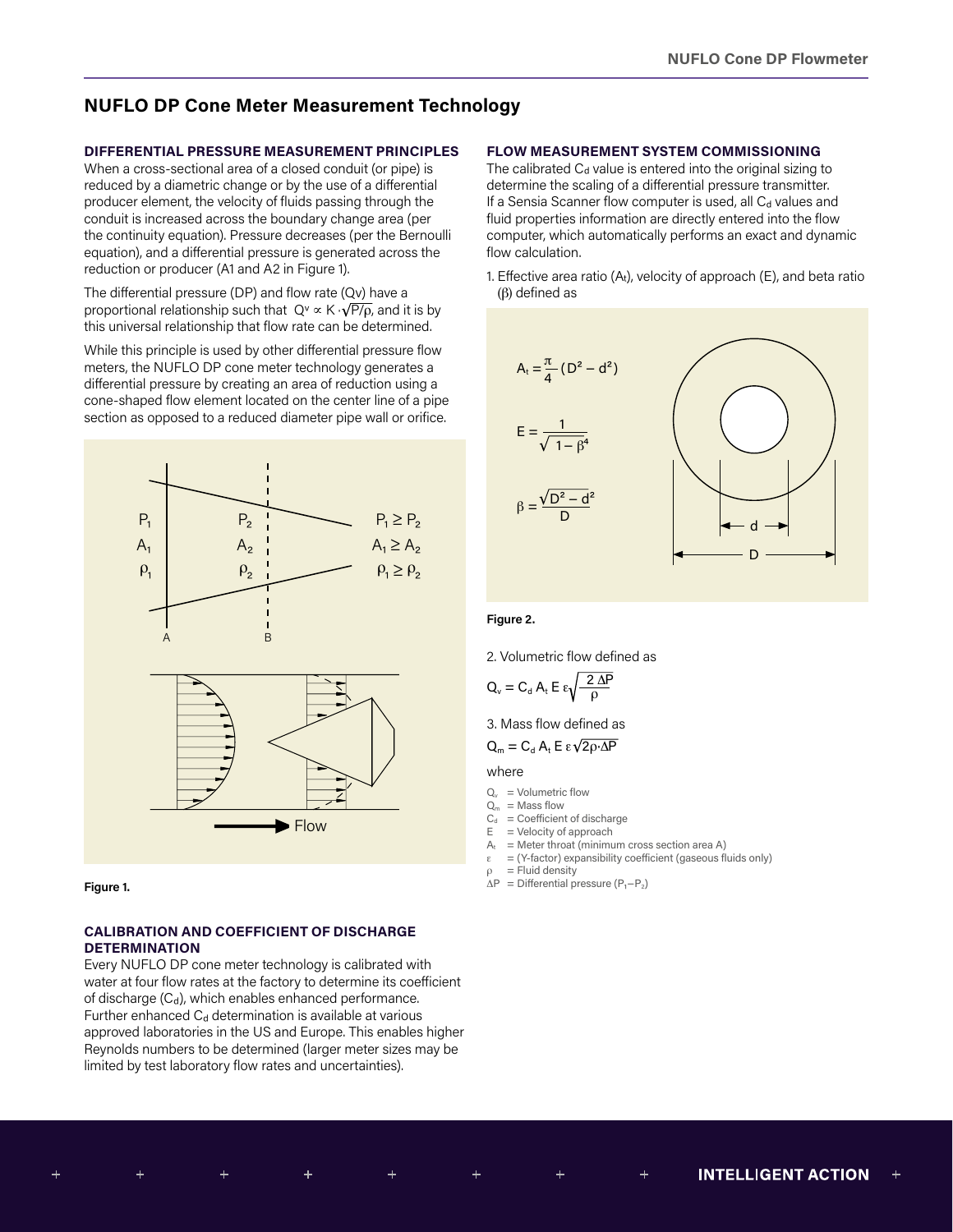# NUFLO DP Cone Meter Measurement Technology

## DIFFERENTIAL PRESSURE MEASUREMENT PRINCIPLES

When a cross-sectional area of a closed conduit (or pipe) is reduced by a diametric change or by the use of a differential producer element, the velocity of fluids passing through the conduit is increased across the boundary change area (per the continuity equation). Pressure decreases (per the Bernoulli equation), and a differential pressure is generated across the reduction or producer (A1 and A2 in Figure 1).

The differential pressure (DP) and flow rate (Qv) have a proportional relationship such that $Q_v \propto K \cdot \sqrt{P/\rho}$, and it is by this universal relationship that flow rate can be determined.

While this principle is used by other differential pressure flow meters, the NUFLO DP cone meter technology generates a differential pressure by creating an area of reduction using a cone-shaped flow element located on the center line of a pipe section as opposed to a reduced diameter pipe wall or orifice.

Figure 1.

## CALIBRATION AND COEFFICIENT OF DISCHARGE DETERMINATION

Every NUFLO DP cone meter technology is calibrated with water at four flow rates at the factory to determine its coefficient of discharge ($C_d$), which enables enhanced performance. Further enhanced $C_d$ determination is available at various approved laboratories in the US and Europe. This enables higher Reynolds numbers to be determined (larger meter sizes may be limited by test laboratory flow rates and uncertainties).

## FLOW MEASUREMENT SYSTEM COMMISSIONING

The calibrated $C_d$ value is entered into the original sizing to determine the scaling of a differential pressure transmitter. If a Sensia Scanner flow computer is used, all $C_d$ values and fluid properties information are directly entered into the flow computer, which automatically performs an exact and dynamic flow calculation.

1. Effective area ratio ($A_t$), velocity of approach (E), and beta ratio ($\beta$) defined as

$$A_t = \frac{\pi}{4}(D^2 - d^2)$$

$$E = \frac{1}{\sqrt{1 - \beta^4}}$$

$$\beta = \frac{\sqrt{D^2 - d^2}}{D}$$

Figure 2.

2. Volumetric flow defined as

$$Q_v = C_d \, A_t \, E \, \varepsilon \sqrt{\frac{2\,\Delta P}{\rho}}$$

3. Mass flow defined as

$$Q_m = C_d \, A_t \, E \, \varepsilon \sqrt{2\rho \cdot \Delta P}$$

where

- $Q_v$ = Volumetric flow
- $Q_m$ = Mass flow
- $C_d$ = Coefficient of discharge
- $E$ = Velocity of approach
- $A_t$ = Meter throat (minimum cross section area A)
- $\varepsilon$ = (Y-factor) expansibility coefficient (gaseous fluids only)
- $\rho$ = Fluid density
- $\Delta P$ = Differential pressure ($P_1 - P_2$)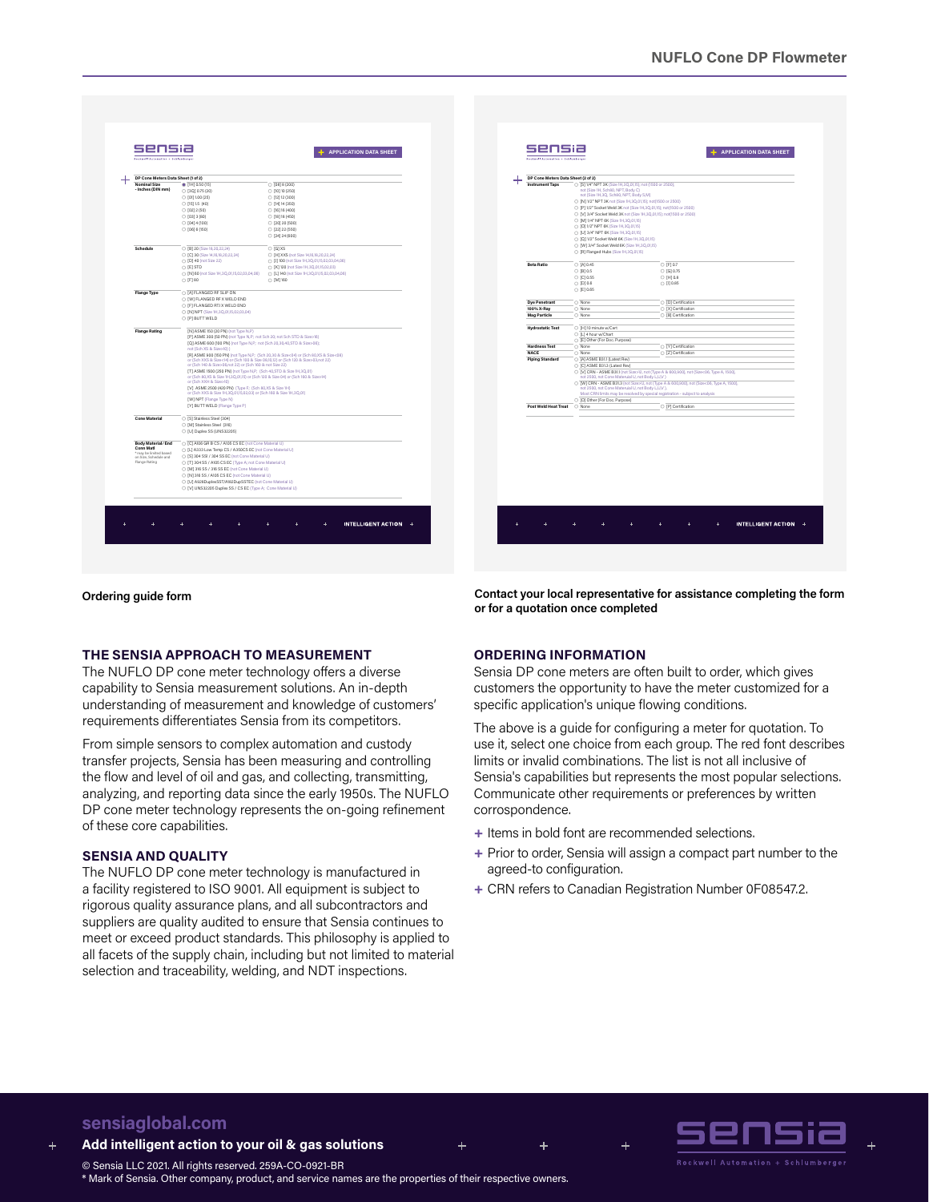Ordering guide form

Contact your local representative for assistance completing the form or for a quotation once completed

## THE SENSIA APPROACH TO MEASUREMENT

The NUFLO DP cone meter technology offers a diverse capability to Sensia measurement solutions. An in-depth understanding of measurement and knowledge of customers' requirements differentiates Sensia from its competitors.

From simple sensors to complex automation and custody transfer projects, Sensia has been measuring and controlling the flow and level of oil and gas, and collecting, transmitting, analyzing, and reporting data since the early 1950s. The NUFLO DP cone meter technology represents the on-going refinement of these core capabilities.

## SENSIA AND QUALITY

The NUFLO DP cone meter technology is manufactured in a facility registered to ISO 9001. All equipment is subject to rigorous quality assurance plans, and all subcontractors and suppliers are quality audited to ensure that Sensia continues to meet or exceed product standards. This philosophy is applied to all facets of the supply chain, including but not limited to material selection and traceability, welding, and NDT inspections.

## ORDERING INFORMATION

Sensia DP cone meters are often built to order, which gives customers the opportunity to have the meter customized for a specific application's unique flowing conditions.

The above is a guide for configuring a meter for quotation. To use it, select one choice from each group. The red font describes limits or invalid combinations. The list is not all inclusive of Sensia's capabilities but represents the most popular selections. Communicate other requirements or preferences by written correspondence.

+ Items in bold font are recommended selections.
+ Prior to order, Sensia will assign a compact part number to the agreed-to configuration.
+ CRN refers to Canadian Registration Number 0F08547.2.

**sensiaglobal.com**

**Add intelligent action to your oil & gas solutions**

© Sensia LLC 2021. All rights reserved. 259A-CO-0921-BR

* Mark of Sensia. Other company, product, and service names are the properties of their respective owners.